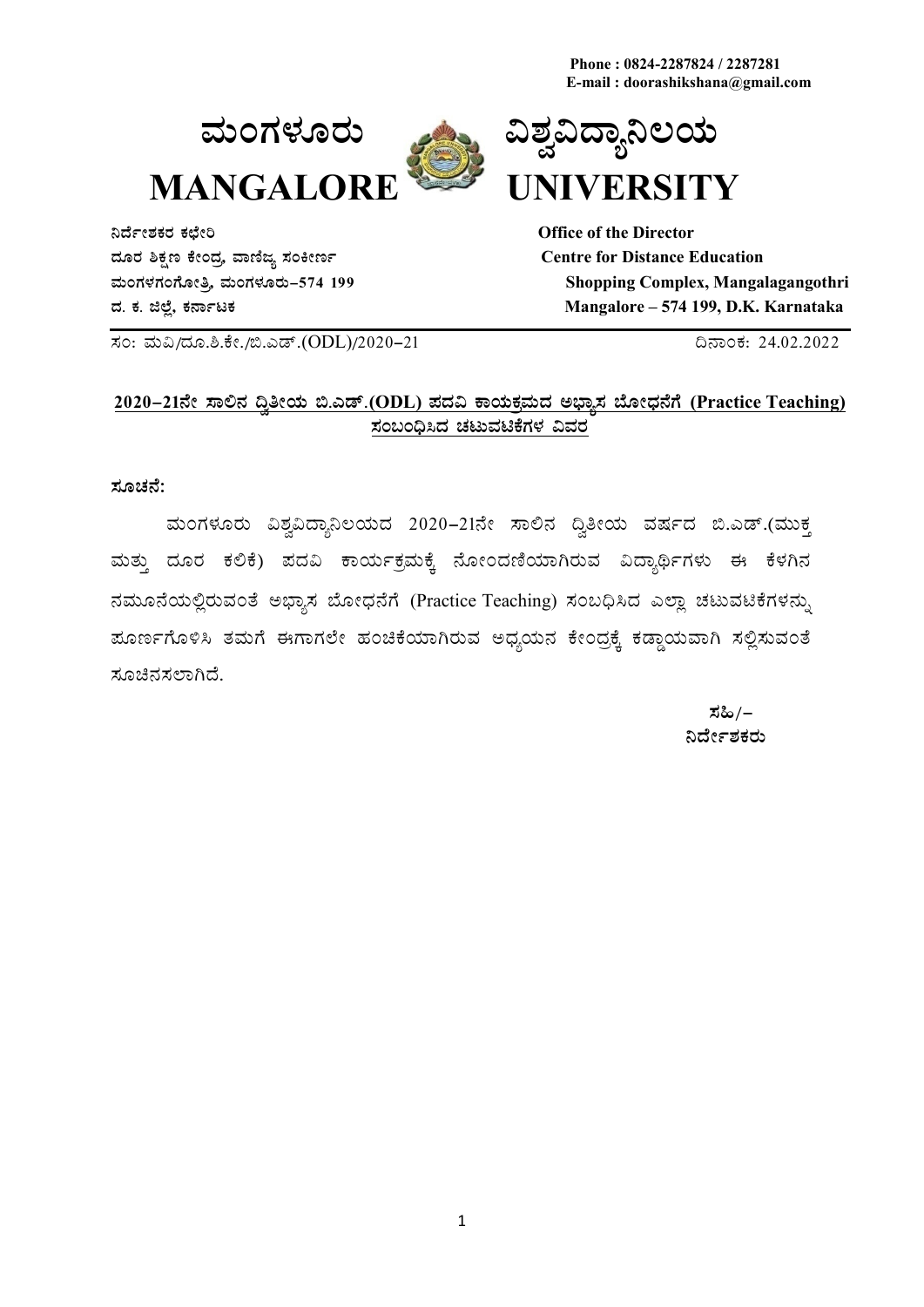Phone : 0824-2287824 / 2287281
E-mail : doorashikshana@gmail.com

# ಮಂಗಳೂರು ವಿಶ್ವವಿದ್ಯಾನಿಲಯ
# MANGALORE UNIVERSITY

**ನಿರ್ದೇಶಕರ ಕಛೇರಿ**
**ದೂರ ಶಿಕ್ಷಣ ಕೇಂದ್ರ, ವಾಣಿಜ್ಯ ಸಂಕೀರ್ಣ**
**ಮಂಗಳಗಂಗೋತ್ರಿ, ಮಂಗಳೂರು–574 199**
**ದ. ಕ. ಜಿಲ್ಲೆ, ಕರ್ನಾಟಕ**

**Office of the Director**
**Centre for Distance Education**
**Shopping Complex, Mangalagangothri**
**Mangalore – 574 199, D.K. Karnataka**

ಸಂ: ಮವಿ/ದೂ.ಶಿ.ಕೇ./ಬಿ.ಎಡ್.(ODL)/2020–21

ದಿನಾಂಕ: 24.02.2022

## 2020–21ನೇ ಸಾಲಿನ ದ್ವಿತೀಯ ಬಿ.ಎಡ್.(ODL) ಪದವಿ ಕಾಯಕ್ರಮದ ಅಭ್ಯಾಸ ಬೋಧನೆಗೆ (Practice Teaching) ಸಂಬಂಧಿಸಿದ ಚಟುವಟಿಕೆಗಳ ವಿವರ

**ಸೂಚನೆ:**

ಮಂಗಳೂರು ವಿಶ್ವವಿದ್ಯಾನಿಲಯದ 2020–21ನೇ ಸಾಲಿನ ದ್ವಿತೀಯ ವರ್ಷದ ಬಿ.ಎಡ್.(ಮುಕ್ತ ಮತ್ತು ದೂರ ಕಲಿಕೆ) ಪದವಿ ಕಾರ್ಯಕ್ರಮಕ್ಕೆ ನೋಂದಣಿಯಾಗಿರುವ ವಿದ್ಯಾರ್ಥಿಗಳು ಈ ಕೆಳಗಿನ ನಮೂನೆಯಲ್ಲಿರುವಂತೆ ಅಭ್ಯಾಸ ಬೋಧನೆಗೆ (Practice Teaching) ಸಂಬಧಿಸಿದ ಎಲ್ಲಾ ಚಟುವಟಿಕೆಗಳನ್ನು ಪೂರ್ಣಗೊಳಿಸಿ ತಮಗೆ ಈಗಾಗಲೇ ಹಂಚಿಕೆಯಾಗಿರುವ ಅಧ್ಯಯನ ಕೇಂದ್ರಕ್ಕೆ ಕಡ್ಡಾಯವಾಗಿ ಸಲ್ಲಿಸುವಂತೆ ಸೂಚಿನಸಲಾಗಿದೆ.

ಸಹಿ/–
**ನಿರ್ದೇಶಕರು**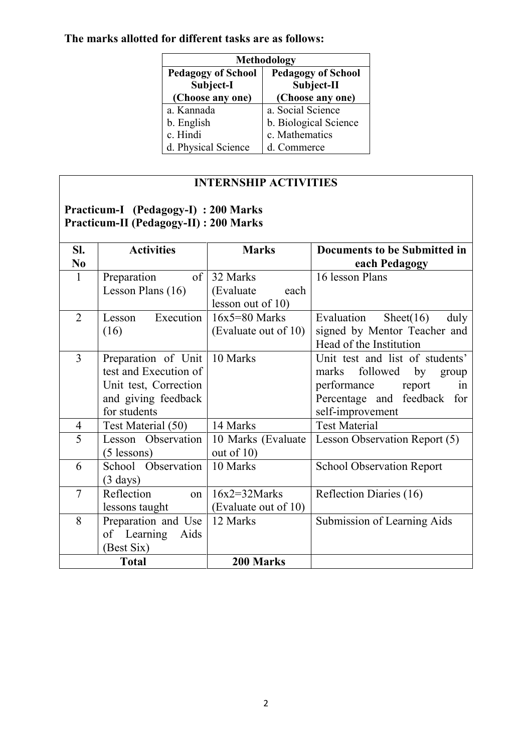**The marks allotted for different tasks are as follows:**

| Methodology | |
|---|---|
| **Pedagogy of School Subject-I (Choose any one)** | **Pedagogy of School Subject-II (Choose any one)** |
| a. Kannada | a. Social Science |
| b. English | b. Biological Science |
| c. Hindi | c. Mathematics |
| d. Physical Science | d. Commerce |

**INTERNSHIP ACTIVITIES**

**Practicum-I (Pedagogy-I) : 200 Marks**
**Practicum-II (Pedagogy-II) : 200 Marks**

| Sl. No | Activities | Marks | Documents to be Submitted in each Pedagogy |
|---|---|---|---|
| 1 | Preparation of Lesson Plans (16) | 32 Marks (Evaluate each lesson out of 10) | 16 lesson Plans |
| 2 | Lesson Execution (16) | 16x5=80 Marks (Evaluate out of 10) | Evaluation Sheet(16) duly signed by Mentor Teacher and Head of the Institution |
| 3 | Preparation of Unit test and Execution of Unit test, Correction and giving feedback for students | 10 Marks | Unit test and list of students' marks followed by group performance report in Percentage and feedback for self-improvement |
| 4 | Test Material (50) | 14 Marks | Test Material |
| 5 | Lesson Observation (5 lessons) | 10 Marks (Evaluate out of 10) | Lesson Observation Report (5) |
| 6 | School Observation (3 days) | 10 Marks | School Observation Report |
| 7 | Reflection on lessons taught | 16x2=32Marks (Evaluate out of 10) | Reflection Diaries (16) |
| 8 | Preparation and Use of Learning Aids (Best Six) | 12 Marks | Submission of Learning Aids |
| **Total** | | **200 Marks** | |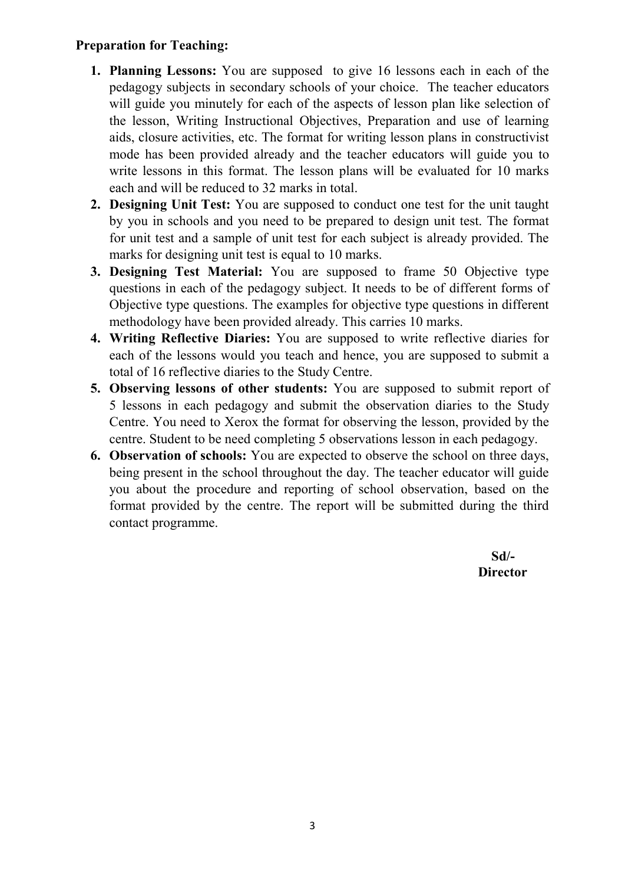**Preparation for Teaching:**

1. **Planning Lessons:** You are supposed to give 16 lessons each in each of the pedagogy subjects in secondary schools of your choice. The teacher educators will guide you minutely for each of the aspects of lesson plan like selection of the lesson, Writing Instructional Objectives, Preparation and use of learning aids, closure activities, etc. The format for writing lesson plans in constructivist mode has been provided already and the teacher educators will guide you to write lessons in this format. The lesson plans will be evaluated for 10 marks each and will be reduced to 32 marks in total.
2. **Designing Unit Test:** You are supposed to conduct one test for the unit taught by you in schools and you need to be prepared to design unit test. The format for unit test and a sample of unit test for each subject is already provided. The marks for designing unit test is equal to 10 marks.
3. **Designing Test Material:** You are supposed to frame 50 Objective type questions in each of the pedagogy subject. It needs to be of different forms of Objective type questions. The examples for objective type questions in different methodology have been provided already. This carries 10 marks.
4. **Writing Reflective Diaries:** You are supposed to write reflective diaries for each of the lessons would you teach and hence, you are supposed to submit a total of 16 reflective diaries to the Study Centre.
5. **Observing lessons of other students:** You are supposed to submit report of 5 lessons in each pedagogy and submit the observation diaries to the Study Centre. You need to Xerox the format for observing the lesson, provided by the centre. Student to be need completing 5 observations lesson in each pedagogy.
6. **Observation of schools:** You are expected to observe the school on three days, being present in the school throughout the day. The teacher educator will guide you about the procedure and reporting of school observation, based on the format provided by the centre. The report will be submitted during the third contact programme.

**Sd/-**
**Director**